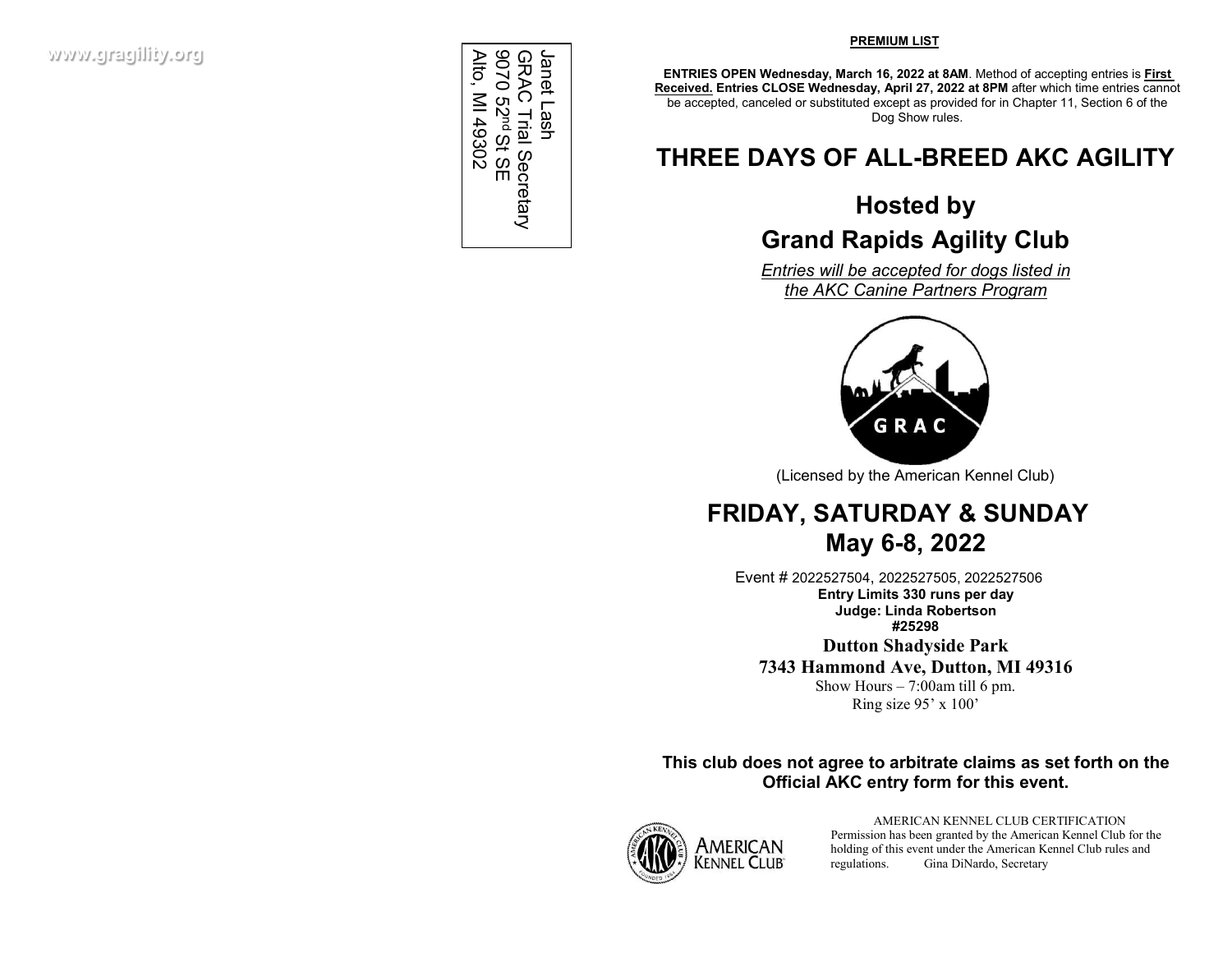www.gragility.org

Janet Lash
GRAC Trial Secretary
9070 52nd St SE
Alto, MI 49302

**PREMIUM LIST**

**ENTRIES OPEN Wednesday, March 16, 2022 at 8AM**. Method of accepting entries is **First Received. Entries CLOSE Wednesday, April 27, 2022 at 8PM** after which time entries cannot be accepted, canceled or substituted except as provided for in Chapter 11, Section 6 of the Dog Show rules.

# THREE DAYS OF ALL-BREED AKC AGILITY

## Hosted by

## Grand Rapids Agility Club

*Entries will be accepted for dogs listed in the AKC Canine Partners Program*

GRAC

(Licensed by the American Kennel Club)

## FRIDAY, SATURDAY & SUNDAY
## May 6-8, 2022

Event # 2022527504, 2022527505, 2022527506

**Entry Limits 330 runs per day**

**Judge: Linda Robertson**

**#25298**

**Dutton Shadyside Park**

**7343 Hammond Ave, Dutton, MI 49316**

Show Hours – 7:00am till 6 pm.

Ring size 95' x 100'

**This club does not agree to arbitrate claims as set forth on the Official AKC entry form for this event.**

AMERICAN KENNEL CLUB CERTIFICATION
Permission has been granted by the American Kennel Club for the holding of this event under the American Kennel Club rules and regulations. Gina DiNardo, Secretary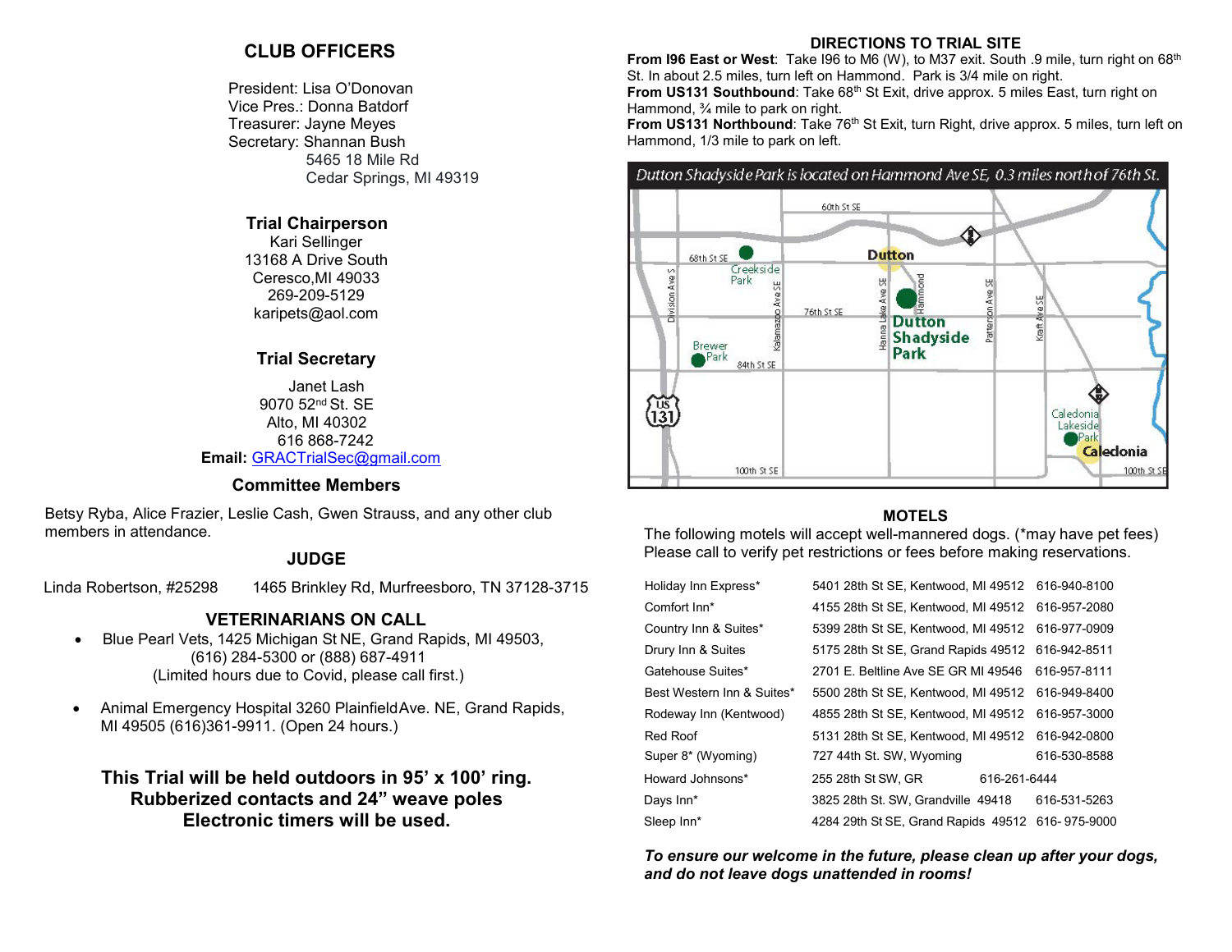## CLUB OFFICERS

President: Lisa O'Donovan
Vice Pres.: Donna Batdorf
Treasurer: Jayne Meyes
Secretary: Shannan Bush
5465 18 Mile Rd
Cedar Springs, MI 49319

### Trial Chairperson

Kari Sellinger
13168 A Drive South
Ceresco,MI 49033
269-209-5129
karipets@aol.com

### Trial Secretary

Janet Lash
9070 52nd St. SE
Alto, MI 40302
616 868-7242
**Email:** GRACTrialSec@gmail.com

### Committee Members

Betsy Ryba, Alice Frazier, Leslie Cash, Gwen Strauss, and any other club members in attendance.

### JUDGE

Linda Robertson, #25298 1465 Brinkley Rd, Murfreesboro, TN 37128-3715

### VETERINARIANS ON CALL

- Blue Pearl Vets, 1425 Michigan St NE, Grand Rapids, MI 49503, (616) 284-5300 or (888) 687-4911 (Limited hours due to Covid, please call first.)
- Animal Emergency Hospital 3260 Plainfield Ave. NE, Grand Rapids, MI 49505 (616)361-9911. (Open 24 hours.)

**This Trial will be held outdoors in 95' x 100' ring.
Rubberized contacts and 24" weave poles
Electronic timers will be used.**

### DIRECTIONS TO TRIAL SITE

**From I96 East or West**: Take I96 to M6 (W), to M37 exit. South .9 mile, turn right on 68th St. In about 2.5 miles, turn left on Hammond. Park is 3/4 mile on right.
**From US131 Southbound**: Take 68th St Exit, drive approx. 5 miles East, turn right on Hammond, ¾ mile to park on right.
**From US131 Northbound**: Take 76th St Exit, turn Right, drive approx. 5 miles, turn left on Hammond, 1/3 mile to park on left.

*Dutton Shadyside Park is located on Hammond Ave SE, 0.3 miles north of 76th St.*

### MOTELS

The following motels will accept well-mannered dogs. (*may have pet fees) Please call to verify pet restrictions or fees before making reservations.

| Motel | Address | Phone |
|---|---|---|
| Holiday Inn Express* | 5401 28th St SE, Kentwood, MI 49512 | 616-940-8100 |
| Comfort Inn* | 4155 28th St SE, Kentwood, MI 49512 | 616-957-2080 |
| Country Inn & Suites* | 5399 28th St SE, Kentwood, MI 49512 | 616-977-0909 |
| Drury Inn & Suites | 5175 28th St SE, Grand Rapids 49512 | 616-942-8511 |
| Gatehouse Suites* | 2701 E. Beltline Ave SE GR MI 49546 | 616-957-8111 |
| Best Western Inn & Suites* | 5500 28th St SE, Kentwood, MI 49512 | 616-949-8400 |
| Rodeway Inn (Kentwood) | 4855 28th St SE, Kentwood, MI 49512 | 616-957-3000 |
| Red Roof | 5131 28th St SE, Kentwood, MI 49512 | 616-942-0800 |
| Super 8* (Wyoming) | 727 44th St. SW, Wyoming | 616-530-8588 |
| Howard Johnsons* | 255 28th St SW, GR | 616-261-6444 |
| Days Inn* | 3825 28th St. SW, Grandville 49418 | 616-531-5263 |
| Sleep Inn* | 4284 29th St SE, Grand Rapids 49512 | 616- 975-9000 |

***To ensure our welcome in the future, please clean up after your dogs, and do not leave dogs unattended in rooms!***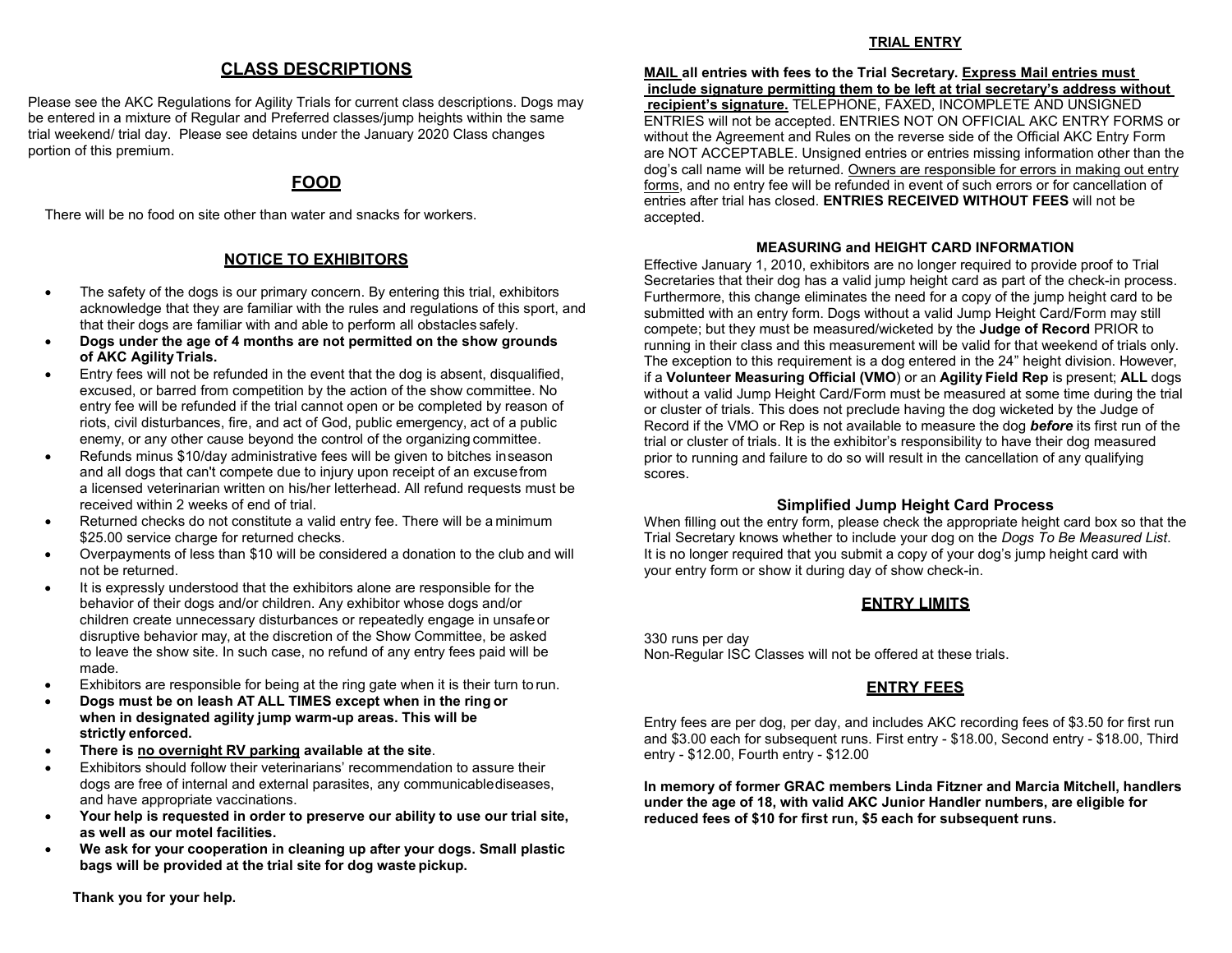## CLASS DESCRIPTIONS

Please see the AKC Regulations for Agility Trials for current class descriptions. Dogs may be entered in a mixture of Regular and Preferred classes/jump heights within the same trial weekend/ trial day. Please see detains under the January 2020 Class changes portion of this premium.

## FOOD

There will be no food on site other than water and snacks for workers.

## NOTICE TO EXHIBITORS

- The safety of the dogs is our primary concern. By entering this trial, exhibitors acknowledge that they are familiar with the rules and regulations of this sport, and that their dogs are familiar with and able to perform all obstacles safely.
- **Dogs under the age of 4 months are not permitted on the show grounds of AKC Agility Trials.**
- Entry fees will not be refunded in the event that the dog is absent, disqualified, excused, or barred from competition by the action of the show committee. No entry fee will be refunded if the trial cannot open or be completed by reason of riots, civil disturbances, fire, and act of God, public emergency, act of a public enemy, or any other cause beyond the control of the organizing committee.
- Refunds minus $10/day administrative fees will be given to bitches in season and all dogs that can't compete due to injury upon receipt of an excuse from a licensed veterinarian written on his/her letterhead. All refund requests must be received within 2 weeks of end of trial.
- Returned checks do not constitute a valid entry fee. There will be a minimum $25.00 service charge for returned checks.
- Overpayments of less than $10 will be considered a donation to the club and will not be returned.
- It is expressly understood that the exhibitors alone are responsible for the behavior of their dogs and/or children. Any exhibitor whose dogs and/or children create unnecessary disturbances or repeatedly engage in unsafe or disruptive behavior may, at the discretion of the Show Committee, be asked to leave the show site. In such case, no refund of any entry fees paid will be made.
- Exhibitors are responsible for being at the ring gate when it is their turn to run.
- **Dogs must be on leash AT ALL TIMES except when in the ring or when in designated agility jump warm-up areas. This will be strictly enforced.**
- **There is <u>no overnight RV parking</u> available at the site**.
- Exhibitors should follow their veterinarians' recommendation to assure their dogs are free of internal and external parasites, any communicable diseases, and have appropriate vaccinations.
- **Your help is requested in order to preserve our ability to use our trial site, as well as our motel facilities.**
- **We ask for your cooperation in cleaning up after your dogs. Small plastic bags will be provided at the trial site for dog waste pickup.**

**Thank you for your help.**

## TRIAL ENTRY

**<u>MAIL</u> all entries with fees to the Trial Secretary. <u>Express Mail entries must include signature permitting them to be left at trial secretary's address without recipient's signature.</u>** TELEPHONE, FAXED, INCOMPLETE AND UNSIGNED ENTRIES will not be accepted. ENTRIES NOT ON OFFICIAL AKC ENTRY FORMS or without the Agreement and Rules on the reverse side of the Official AKC Entry Form are NOT ACCEPTABLE. Unsigned entries or entries missing information other than the dog's call name will be returned. <u>Owners are responsible for errors in making out entry forms</u>, and no entry fee will be refunded in event of such errors or for cancellation of entries after trial has closed. **ENTRIES RECEIVED WITHOUT FEES** will not be accepted.

### MEASURING and HEIGHT CARD INFORMATION

Effective January 1, 2010, exhibitors are no longer required to provide proof to Trial Secretaries that their dog has a valid jump height card as part of the check-in process. Furthermore, this change eliminates the need for a copy of the jump height card to be submitted with an entry form. Dogs without a valid Jump Height Card/Form may still compete; but they must be measured/wicketed by the **Judge of Record** PRIOR to running in their class and this measurement will be valid for that weekend of trials only. The exception to this requirement is a dog entered in the 24" height division. However, if a **Volunteer Measuring Official (VMO**) or an **Agility Field Rep** is present; **ALL** dogs without a valid Jump Height Card/Form must be measured at some time during the trial or cluster of trials. This does not preclude having the dog wicketed by the Judge of Record if the VMO or Rep is not available to measure the dog ***before*** its first run of the trial or cluster of trials. It is the exhibitor's responsibility to have their dog measured prior to running and failure to do so will result in the cancellation of any qualifying scores.

### Simplified Jump Height Card Process

When filling out the entry form, please check the appropriate height card box so that the Trial Secretary knows whether to include your dog on the *Dogs To Be Measured List*. It is no longer required that you submit a copy of your dog's jump height card with your entry form or show it during day of show check-in.

## ENTRY LIMITS

330 runs per day
Non-Regular ISC Classes will not be offered at these trials.

## ENTRY FEES

Entry fees are per dog, per day, and includes AKC recording fees of $3.50 for first run and $3.00 each for subsequent runs. First entry - $18.00, Second entry - $18.00, Third entry - $12.00, Fourth entry - $12.00

**In memory of former GRAC members Linda Fitzner and Marcia Mitchell, handlers under the age of 18, with valid AKC Junior Handler numbers, are eligible for reduced fees of $10 for first run, $5 each for subsequent runs.**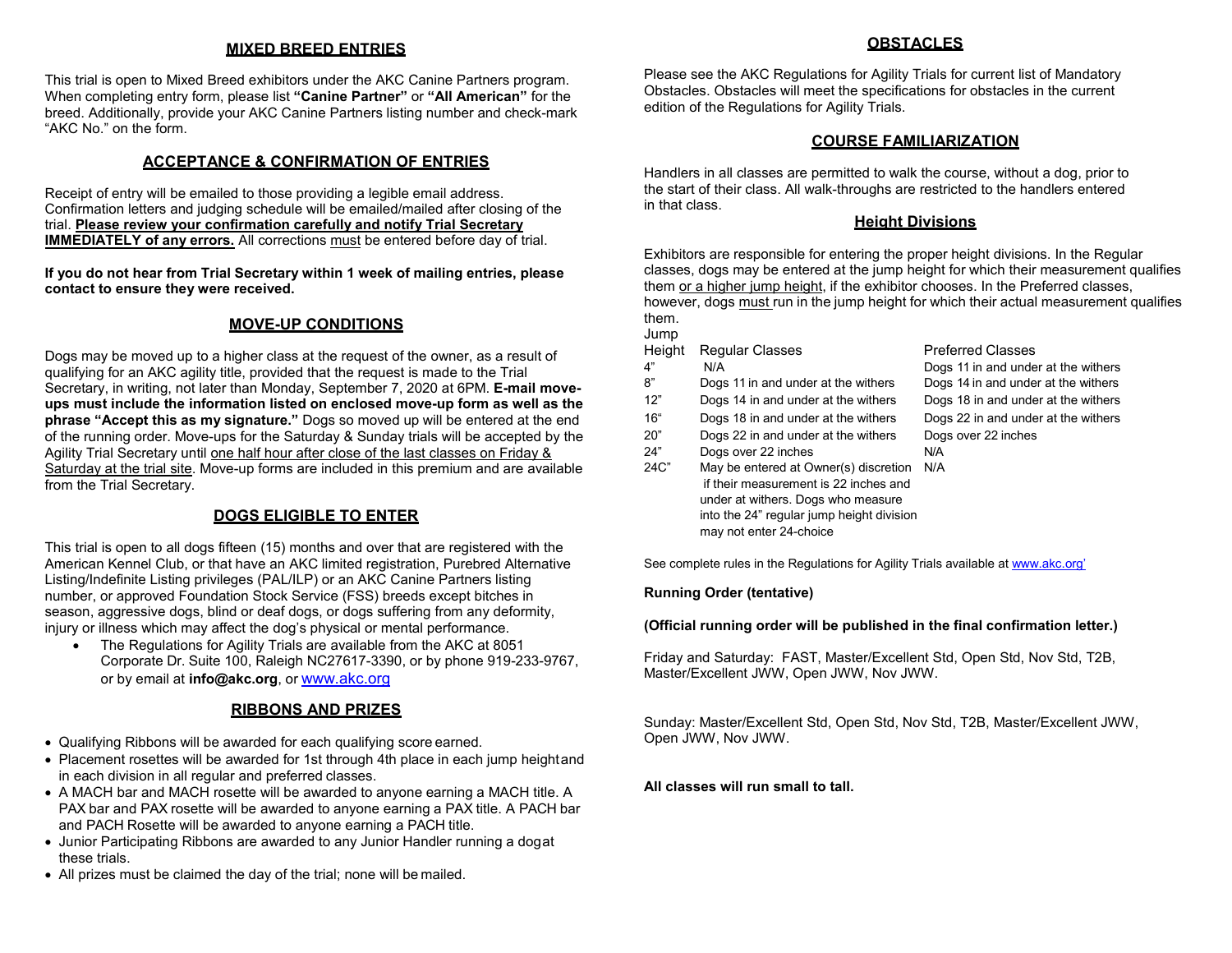## MIXED BREED ENTRIES

This trial is open to Mixed Breed exhibitors under the AKC Canine Partners program. When completing entry form, please list **"Canine Partner"** or **"All American"** for the breed. Additionally, provide your AKC Canine Partners listing number and check-mark "AKC No." on the form.

## ACCEPTANCE & CONFIRMATION OF ENTRIES

Receipt of entry will be emailed to those providing a legible email address. Confirmation letters and judging schedule will be emailed/mailed after closing of the trial. **Please review your confirmation carefully and notify Trial Secretary IMMEDIATELY of any errors.** All corrections must be entered before day of trial.

**If you do not hear from Trial Secretary within 1 week of mailing entries, please contact to ensure they were received.**

## MOVE-UP CONDITIONS

Dogs may be moved up to a higher class at the request of the owner, as a result of qualifying for an AKC agility title, provided that the request is made to the Trial Secretary, in writing, not later than Monday, September 7, 2020 at 6PM. **E-mail move-ups must include the information listed on enclosed move-up form as well as the phrase "Accept this as my signature."** Dogs so moved up will be entered at the end of the running order. Move-ups for the Saturday & Sunday trials will be accepted by the Agility Trial Secretary until one half hour after close of the last classes on Friday & Saturday at the trial site. Move-up forms are included in this premium and are available from the Trial Secretary.

## DOGS ELIGIBLE TO ENTER

This trial is open to all dogs fifteen (15) months and over that are registered with the American Kennel Club, or that have an AKC limited registration, Purebred Alternative Listing/Indefinite Listing privileges (PAL/ILP) or an AKC Canine Partners listing number, or approved Foundation Stock Service (FSS) breeds except bitches in season, aggressive dogs, blind or deaf dogs, or dogs suffering from any deformity, injury or illness which may affect the dog's physical or mental performance.

- The Regulations for Agility Trials are available from the AKC at 8051 Corporate Dr. Suite 100, Raleigh NC27617-3390, or by phone 919-233-9767, or by email at **info@akc.org**, or www.akc.org

## RIBBONS AND PRIZES

- Qualifying Ribbons will be awarded for each qualifying score earned.
- Placement rosettes will be awarded for 1st through 4th place in each jump height and in each division in all regular and preferred classes.
- A MACH bar and MACH rosette will be awarded to anyone earning a MACH title. A PAX bar and PAX rosette will be awarded to anyone earning a PAX title. A PACH bar and PACH Rosette will be awarded to anyone earning a PACH title.
- Junior Participating Ribbons are awarded to any Junior Handler running a dog at these trials.
- All prizes must be claimed the day of the trial; none will be mailed.

## OBSTACLES

Please see the AKC Regulations for Agility Trials for current list of Mandatory Obstacles. Obstacles will meet the specifications for obstacles in the current edition of the Regulations for Agility Trials.

## COURSE FAMILIARIZATION

Handlers in all classes are permitted to walk the course, without a dog, prior to the start of their class. All walk-throughs are restricted to the handlers entered in that class.

## Height Divisions

Exhibitors are responsible for entering the proper height divisions. In the Regular classes, dogs may be entered at the jump height for which their measurement qualifies them or a higher jump height, if the exhibitor chooses. In the Preferred classes, however, dogs must run in the jump height for which their actual measurement qualifies them.

| Jump Height | Regular Classes | Preferred Classes |
|---|---|---|
| 4" | N/A | Dogs 11 in and under at the withers |
| 8" | Dogs 11 in and under at the withers | Dogs 14 in and under at the withers |
| 12" | Dogs 14 in and under at the withers | Dogs 18 in and under at the withers |
| 16" | Dogs 18 in and under at the withers | Dogs 22 in and under at the withers |
| 20" | Dogs 22 in and under at the withers | Dogs over 22 inches |
| 24" | Dogs over 22 inches | N/A |
| 24C" | May be entered at Owner(s) discretion if their measurement is 22 inches and under at withers. Dogs who measure into the 24" regular jump height division may not enter 24-choice | N/A |

See complete rules in the Regulations for Agility Trials available at www.akc.org'

**Running Order (tentative)**

**(Official running order will be published in the final confirmation letter.)**

Friday and Saturday: FAST, Master/Excellent Std, Open Std, Nov Std, T2B, Master/Excellent JWW, Open JWW, Nov JWW.

Sunday: Master/Excellent Std, Open Std, Nov Std, T2B, Master/Excellent JWW, Open JWW, Nov JWW.

**All classes will run small to tall.**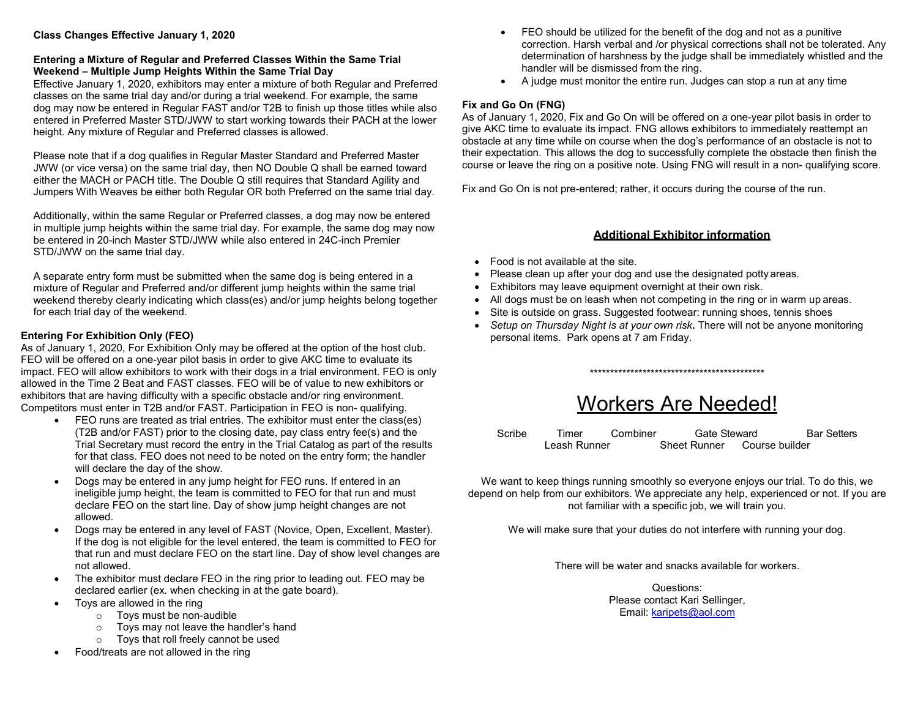**Class Changes Effective January 1, 2020**

**Entering a Mixture of Regular and Preferred Classes Within the Same Trial Weekend – Multiple Jump Heights Within the Same Trial Day**

Effective January 1, 2020, exhibitors may enter a mixture of both Regular and Preferred classes on the same trial day and/or during a trial weekend. For example, the same dog may now be entered in Regular FAST and/or T2B to finish up those titles while also entered in Preferred Master STD/JWW to start working towards their PACH at the lower height. Any mixture of Regular and Preferred classes is allowed.

Please note that if a dog qualifies in Regular Master Standard and Preferred Master JWW (or vice versa) on the same trial day, then NO Double Q shall be earned toward either the MACH or PACH title. The Double Q still requires that Standard Agility and Jumpers With Weaves be either both Regular OR both Preferred on the same trial day.

Additionally, within the same Regular or Preferred classes, a dog may now be entered in multiple jump heights within the same trial day. For example, the same dog may now be entered in 20-inch Master STD/JWW while also entered in 24C-inch Premier STD/JWW on the same trial day.

A separate entry form must be submitted when the same dog is being entered in a mixture of Regular and Preferred and/or different jump heights within the same trial weekend thereby clearly indicating which class(es) and/or jump heights belong together for each trial day of the weekend.

**Entering For Exhibition Only (FEO)**

As of January 1, 2020, For Exhibition Only may be offered at the option of the host club. FEO will be offered on a one-year pilot basis in order to give AKC time to evaluate its impact. FEO will allow exhibitors to work with their dogs in a trial environment. FEO is only allowed in the Time 2 Beat and FAST classes. FEO will be of value to new exhibitors or exhibitors that are having difficulty with a specific obstacle and/or ring environment. Competitors must enter in T2B and/or FAST. Participation in FEO is non- qualifying.

- FEO runs are treated as trial entries. The exhibitor must enter the class(es) (T2B and/or FAST) prior to the closing date, pay class entry fee(s) and the Trial Secretary must record the entry in the Trial Catalog as part of the results for that class. FEO does not need to be noted on the entry form; the handler will declare the day of the show.
- Dogs may be entered in any jump height for FEO runs. If entered in an ineligible jump height, the team is committed to FEO for that run and must declare FEO on the start line. Day of show jump height changes are not allowed.
- Dogs may be entered in any level of FAST (Novice, Open, Excellent, Master). If the dog is not eligible for the level entered, the team is committed to FEO for that run and must declare FEO on the start line. Day of show level changes are not allowed.
- The exhibitor must declare FEO in the ring prior to leading out. FEO may be declared earlier (ex. when checking in at the gate board).
- Toys are allowed in the ring
  - Toys must be non-audible
  - Toys may not leave the handler's hand
  - Toys that roll freely cannot be used
- Food/treats are not allowed in the ring
- FEO should be utilized for the benefit of the dog and not as a punitive correction. Harsh verbal and /or physical corrections shall not be tolerated. Any determination of harshness by the judge shall be immediately whistled and the handler will be dismissed from the ring.
- A judge must monitor the entire run. Judges can stop a run at any time

**Fix and Go On (FNG)**

As of January 1, 2020, Fix and Go On will be offered on a one-year pilot basis in order to give AKC time to evaluate its impact. FNG allows exhibitors to immediately reattempt an obstacle at any time while on course when the dog's performance of an obstacle is not to their expectation. This allows the dog to successfully complete the obstacle then finish the course or leave the ring on a positive note. Using FNG will result in a non- qualifying score.

Fix and Go On is not pre-entered; rather, it occurs during the course of the run.

## Additional Exhibitor information

- Food is not available at the site.
- Please clean up after your dog and use the designated potty areas.
- Exhibitors may leave equipment overnight at their own risk.
- All dogs must be on leash when not competing in the ring or in warm up areas.
- Site is outside on grass. Suggested footwear: running shoes, tennis shoes
- *Setup on Thursday Night is at your own risk***.** There will not be anyone monitoring personal items. Park opens at 7 am Friday.

*********************************************

# Workers Are Needed!

Scribe  Timer  Combiner  Gate Steward  Bar Setters
Leash Runner  Sheet Runner  Course builder

We want to keep things running smoothly so everyone enjoys our trial. To do this, we depend on help from our exhibitors. We appreciate any help, experienced or not. If you are not familiar with a specific job, we will train you.

We will make sure that your duties do not interfere with running your dog.

There will be water and snacks available for workers.

Questions:
Please contact Kari Sellinger,
Email: karipets@aol.com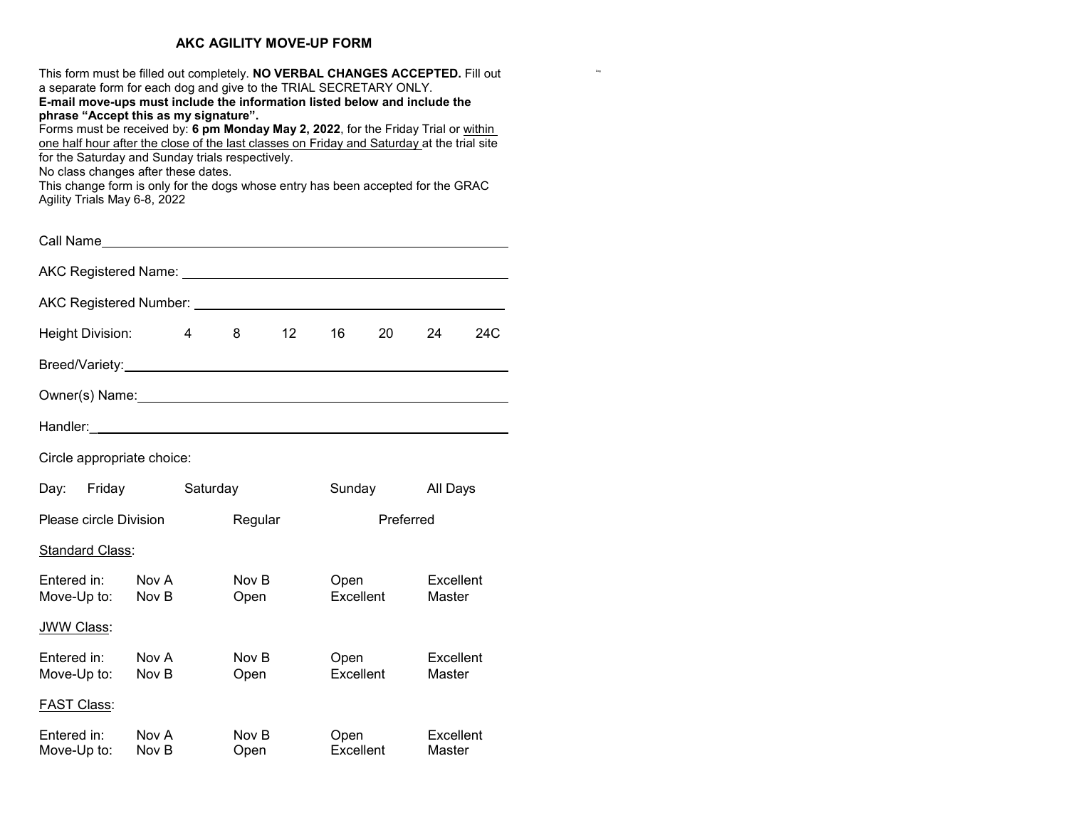# AKC AGILITY MOVE-UP FORM

This form must be filled out completely. **NO VERBAL CHANGES ACCEPTED.** Fill out a separate form for each dog and give to the TRIAL SECRETARY ONLY.
**E-mail move-ups must include the information listed below and include the phrase "Accept this as my signature".**
Forms must be received by: **6 pm Monday May 2, 2022**, for the Friday Trial or within one half hour after the close of the last classes on Friday and Saturday at the trial site for the Saturday and Sunday trials respectively.
No class changes after these dates.
This change form is only for the dogs whose entry has been accepted for the GRAC Agility Trials May 6-8, 2022

Call Name\_\_\_\_\_\_\_\_\_\_\_\_\_\_\_\_\_\_\_\_\_\_\_\_\_\_\_\_\_\_\_\_\_\_\_\_\_\_\_\_

AKC Registered Name: \_\_\_\_\_\_\_\_\_\_\_\_\_\_\_\_\_\_\_\_\_\_\_\_\_\_\_\_\_\_\_\_\_\_

AKC Registered Number: \_\_\_\_\_\_\_\_\_\_\_\_\_\_\_\_\_\_\_\_\_\_\_\_\_\_\_\_\_\_\_\_

Height Division: 4 8 12 16 20 24 24C

Breed/Variety:\_\_\_\_\_\_\_\_\_\_\_\_\_\_\_\_\_\_\_\_\_\_\_\_\_\_\_\_\_\_\_\_\_\_\_\_\_\_\_\_

Owner(s) Name:\_\_\_\_\_\_\_\_\_\_\_\_\_\_\_\_\_\_\_\_\_\_\_\_\_\_\_\_\_\_\_\_\_\_\_\_\_\_

Handler:\_\_\_\_\_\_\_\_\_\_\_\_\_\_\_\_\_\_\_\_\_\_\_\_\_\_\_\_\_\_\_\_\_\_\_\_\_\_\_\_\_\_\_\_

Circle appropriate choice:

Day: Friday Saturday Sunday All Days

Please circle Division Regular Preferred

Standard Class:

| Entered in: | Nov A | Nov B | Open | Excellent |
|---|---|---|---|---|
| Move-Up to: | Nov B | Open | Excellent | Master |

JWW Class:

| Entered in: | Nov A | Nov B | Open | Excellent |
|---|---|---|---|---|
| Move-Up to: | Nov B | Open | Excellent | Master |

FAST Class:

| Entered in: | Nov A | Nov B | Open | Excellent |
|---|---|---|---|---|
| Move-Up to: | Nov B | Open | Excellent | Master |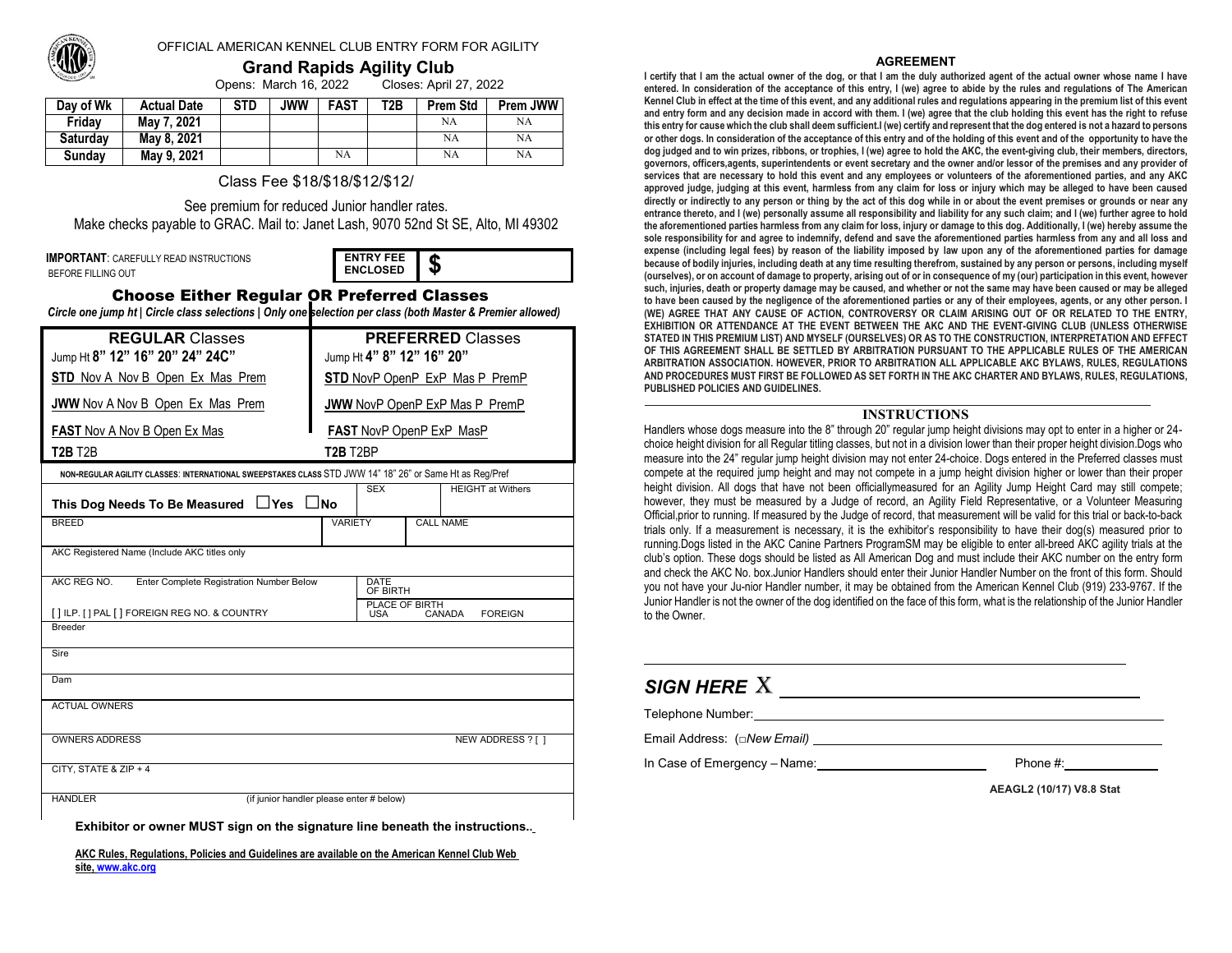OFFICIAL AMERICAN KENNEL CLUB ENTRY FORM FOR AGILITY

# Grand Rapids Agility Club

Opens: March 16, 2022 Closes: April 27, 2022

| Day of Wk | Actual Date | STD | JWW | FAST | T2B | Prem Std | Prem JWW |
|---|---|---|---|---|---|---|---|
| Friday | May 7, 2021 | | | | | NA | NA |
| Saturday | May 8, 2021 | | | | | NA | NA |
| Sunday | May 9, 2021 | | | NA | | NA | NA |

Class Fee $18/$18/$12/$12/

See premium for reduced Junior handler rates.

Make checks payable to GRAC. Mail to: Janet Lash, 9070 52nd St SE, Alto, MI 49302

**IMPORTANT**: CAREFULLY READ INSTRUCTIONS BEFORE FILLING OUT

**ENTRY FEE ENCLOSED** $

## Choose Either Regular OR Preferred Classes

*Circle one jump ht | Circle class selections | Only one selection per class (both Master & Premier allowed)*

| **REGULAR** Classes | **PREFERRED** Classes |
|---|---|
| Jump Ht **8" 12" 16" 20" 24" 24C"** | Jump Ht **4" 8" 12" 16" 20"** |
| **STD** Nov A Nov B Open Ex Mas Prem | **STD** NovP OpenP ExP Mas P PremP |
| **JWW** Nov A Nov B Open Ex Mas Prem | **JWW** NovP OpenP ExP Mas P PremP |
| **FAST** Nov A Nov B Open Ex Mas | **FAST** NovP OpenP ExP MasP |
| **T2B** T2B | **T2B** T2BP |

NON-REGULAR AGILITY CLASSES: INTERNATIONAL SWEEPSTAKES CLASS STD JWW 14" 18" 26" or Same Ht as Reg/Pref

This Dog Needs To Be Measured ☐Yes ☐No | SEX | HEIGHT at Withers

BREED | VARIETY | CALL NAME

AKC Registered Name (Include AKC titles only

AKC REG NO. Enter Complete Registration Number Below | DATE OF BIRTH

[ ] ILP. [ ] PAL [ ] FOREIGN REG NO. & COUNTRY | PLACE OF BIRTH USA CANADA FOREIGN

Breeder

Sire

Dam

ACTUAL OWNERS

OWNERS ADDRESS | NEW ADDRESS ? [ ]

CITY, STATE & ZIP + 4

HANDLER (if junior handler please enter # below)

**Exhibitor or owner MUST sign on the signature line beneath the instructions.**

**AKC Rules, Regulations, Policies and Guidelines are available on the American Kennel Club Web site, www.akc.org**

## AGREEMENT

**I certify that I am the actual owner of the dog, or that I am the duly authorized agent of the actual owner whose name I have entered. In consideration of the acceptance of this entry, I (we) agree to abide by the rules and regulations of The American Kennel Club in effect at the time of this event, and any additional rules and regulations appearing in the premium list of this event and entry form and any decision made in accord with them. I (we) agree that the club holding this event has the right to refuse this entry for cause which the club shall deem sufficient.I (we) certify and represent that the dog entered is not a hazard to persons or other dogs. In consideration of the acceptance of this entry and of the holding of this event and of the opportunity to have the dog judged and to win prizes, ribbons, or trophies, I (we) agree to hold the AKC, the event-giving club, their members, directors, governors, officers,agents, superintendents or event secretary and the owner and/or lessor of the premises and any provider of services that are necessary to hold this event and any employees or volunteers of the aforementioned parties, and any AKC approved judge, judging at this event, harmless from any claim for loss or injury which may be alleged to have been caused directly or indirectly to any person or thing by the act of this dog while in or about the event premises or grounds or near any entrance thereto, and I (we) personally assume all responsibility and liability for any such claim; and I (we) further agree to hold the aforementioned parties harmless from any claim for loss, injury or damage to this dog. Additionally, I (we) hereby assume the sole responsibility for and agree to indemnify, defend and save the aforementioned parties harmless from any and all loss and expense (including legal fees) by reason of the liability imposed by law upon any of the aforementioned parties for damage because of bodily injuries, including death at any time resulting therefrom, sustained by any person or persons, including myself (ourselves), or on account of damage to property, arising out of or in consequence of my (our) participation in this event, however such, injuries, death or property damage may be caused, and whether or not the same may have been caused or may be alleged to have been caused by the negligence of the aforementioned parties or any of their employees, agents, or any other person. I (WE) AGREE THAT ANY CAUSE OF ACTION, CONTROVERSY OR CLAIM ARISING OUT OF OR RELATED TO THE ENTRY, EXHIBITION OR ATTENDANCE AT THE EVENT BETWEEN THE AKC AND THE EVENT-GIVING CLUB (UNLESS OTHERWISE STATED IN THIS PREMIUM LIST) AND MYSELF (OURSELVES) OR AS TO THE CONSTRUCTION, INTERPRETATION AND EFFECT OF THIS AGREEMENT SHALL BE SETTLED BY ARBITRATION PURSUANT TO THE APPLICABLE RULES OF THE AMERICAN ARBITRATION ASSOCIATION. HOWEVER, PRIOR TO ARBITRATION ALL APPLICABLE AKC BYLAWS, RULES, REGULATIONS AND PROCEDURES MUST FIRST BE FOLLOWED AS SET FORTH IN THE AKC CHARTER AND BYLAWS, RULES, REGULATIONS, PUBLISHED POLICIES AND GUIDELINES.**

## INSTRUCTIONS

Handlers whose dogs measure into the 8" through 20" regular jump height divisions may opt to enter in a higher or 24-choice height division for all Regular titling classes, but not in a division lower than their proper height division.Dogs who measure into the 24" regular jump height division may not enter 24-choice. Dogs entered in the Preferred classes must compete at the required jump height and may not compete in a jump height division higher or lower than their proper height division. All dogs that have not been officiallymeasured for an Agility Jump Height Card may still compete; however, they must be measured by a Judge of record, an Agility Field Representative, or a Volunteer Measuring Official,prior to running. If measured by the Judge of record, that measurement will be valid for this trial or back-to-back trials only. If a measurement is necessary, it is the exhibitor's responsibility to have their dog(s) measured prior to running.Dogs listed in the AKC Canine Partners ProgramSM may be eligible to enter all-breed AKC agility trials at the club's option. These dogs should be listed as All American Dog and must include their AKC number on the entry form and check the AKC No. box.Junior Handlers should enter their Junior Handler Number on the front of this form. Should you not have your Ju-nior Handler number, it may be obtained from the American Kennel Club (919) 233-9767. If the Junior Handler is not the owner of the dog identified on the face of this form, what is the relationship of the Junior Handler to the Owner.

***SIGN HERE*** X ______________________

Telephone Number: ______________________

Email Address: (☐*New Email*) ______________________

In Case of Emergency – Name: ______________ Phone #: ______________

**AEAGL2 (10/17) V8.8 Stat**